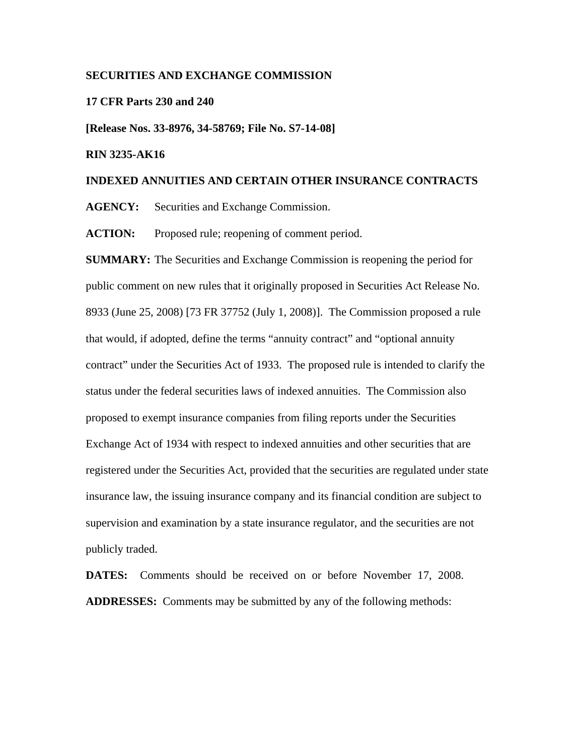**SECURITIES AND EXCHANGE COMMISSION**

**17 CFR Parts 230 and 240**

**[Release Nos. 33-8976, 34-58769; File No. S7-14-08]**

**RIN 3235-AK16**

**INDEXED ANNUITIES AND CERTAIN OTHER INSURANCE CONTRACTS**

**AGENCY:** Securities and Exchange Commission.

**ACTION:** Proposed rule; reopening of comment period.

**SUMMARY:** The Securities and Exchange Commission is reopening the period for public comment on new rules that it originally proposed in Securities Act Release No. 8933 (June 25, 2008) [73 FR 37752 (July 1, 2008)]. The Commission proposed a rule that would, if adopted, define the terms "annuity contract" and "optional annuity contract" under the Securities Act of 1933. The proposed rule is intended to clarify the status under the federal securities laws of indexed annuities. The Commission also proposed to exempt insurance companies from filing reports under the Securities Exchange Act of 1934 with respect to indexed annuities and other securities that are registered under the Securities Act, provided that the securities are regulated under state insurance law, the issuing insurance company and its financial condition are subject to supervision and examination by a state insurance regulator, and the securities are not publicly traded.

**DATES:** Comments should be received on or before November 17, 2008.

**ADDRESSES:** Comments may be submitted by any of the following methods: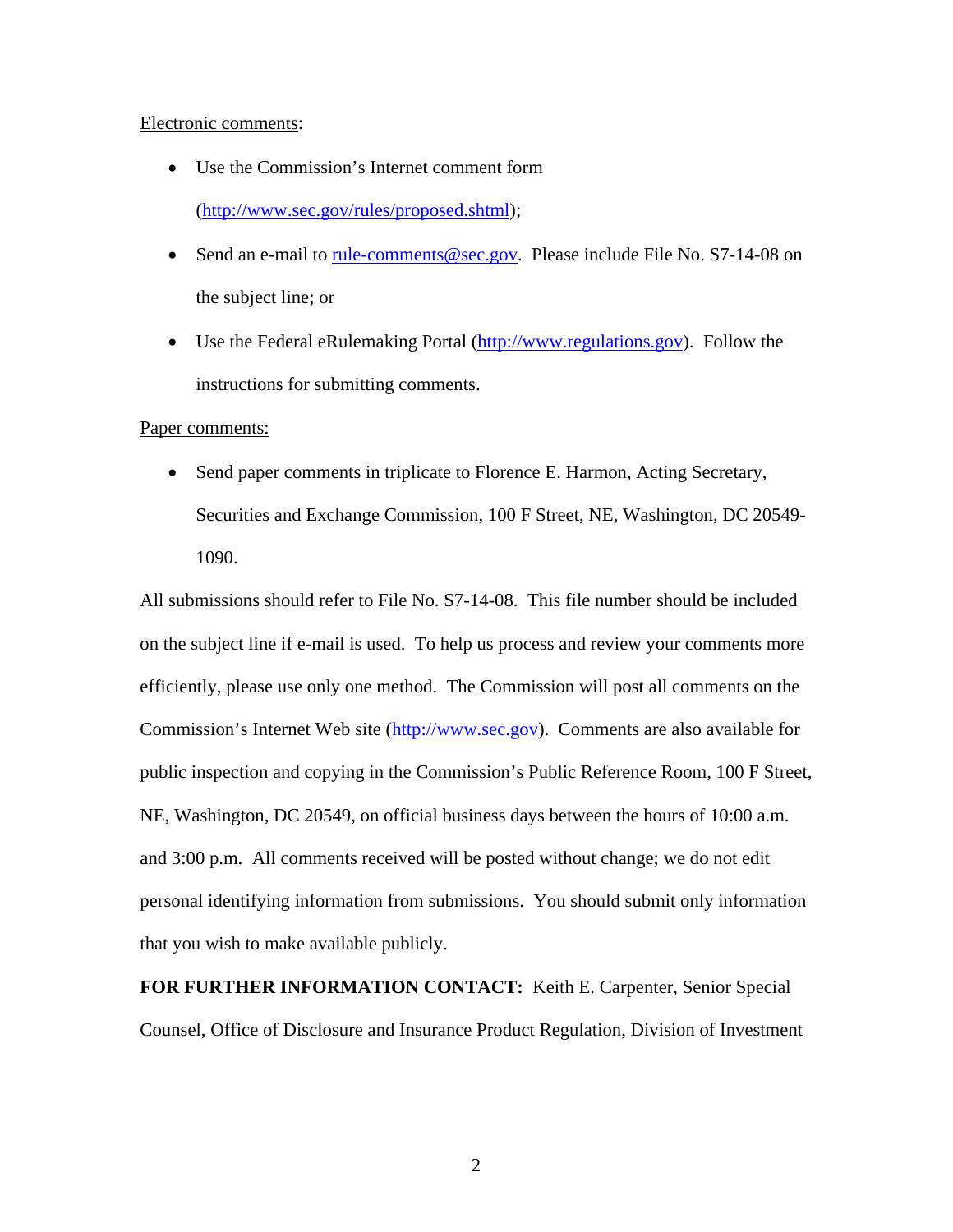Electronic comments:

- Use the Commission's Internet comment form (http://www.sec.gov/rules/proposed.shtml);
- Send an e-mail to rule-comments@sec.gov. Please include File No. S7-14-08 on the subject line; or
- Use the Federal eRulemaking Portal (http://www.regulations.gov). Follow the instructions for submitting comments.

Paper comments:

- Send paper comments in triplicate to Florence E. Harmon, Acting Secretary, Securities and Exchange Commission, 100 F Street, NE, Washington, DC 20549-1090.

All submissions should refer to File No. S7-14-08. This file number should be included on the subject line if e-mail is used. To help us process and review your comments more efficiently, please use only one method. The Commission will post all comments on the Commission's Internet Web site (http://www.sec.gov). Comments are also available for public inspection and copying in the Commission's Public Reference Room, 100 F Street, NE, Washington, DC 20549, on official business days between the hours of 10:00 a.m. and 3:00 p.m. All comments received will be posted without change; we do not edit personal identifying information from submissions. You should submit only information that you wish to make available publicly.

**FOR FURTHER INFORMATION CONTACT:** Keith E. Carpenter, Senior Special Counsel, Office of Disclosure and Insurance Product Regulation, Division of Investment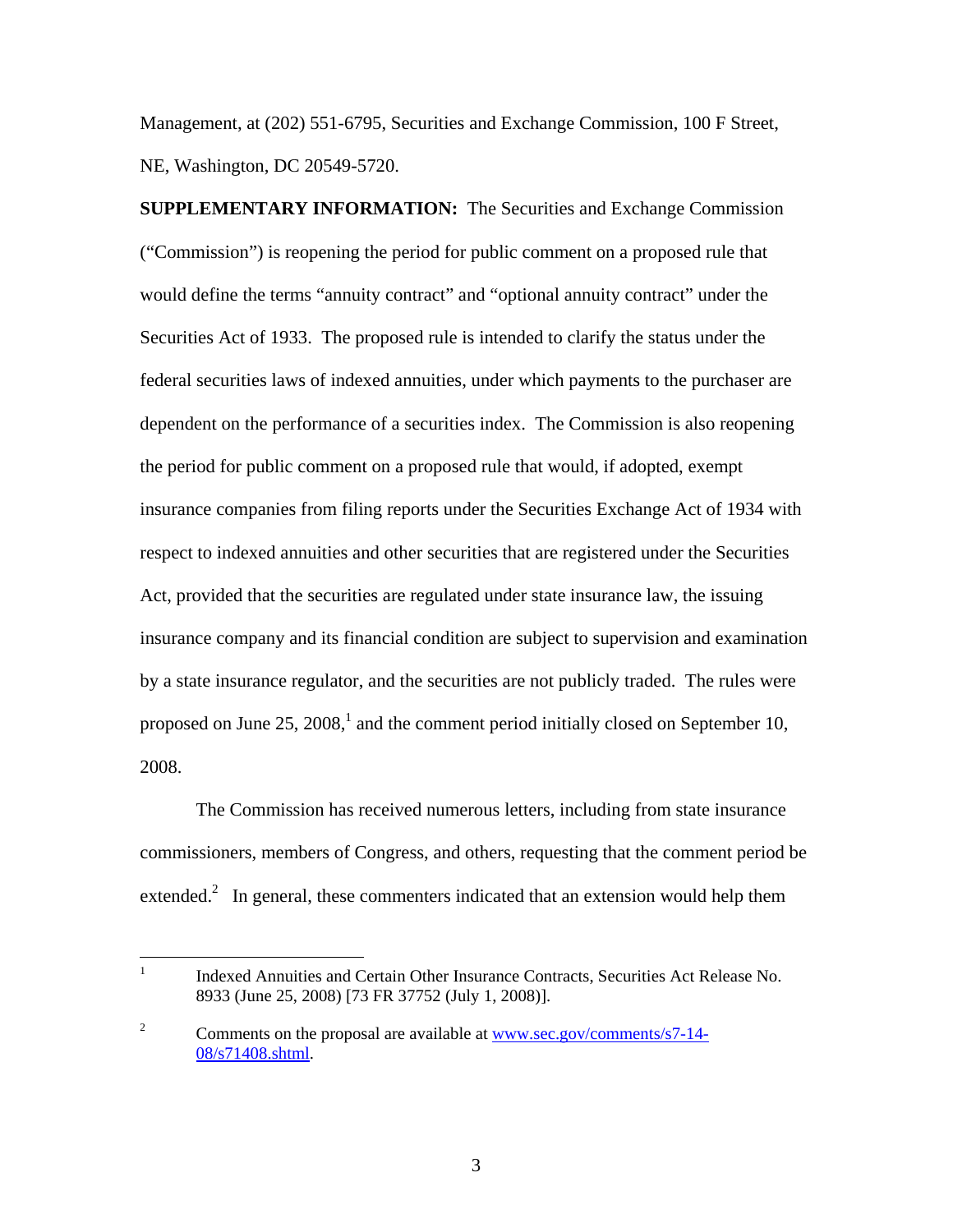Management, at (202) 551-6795, Securities and Exchange Commission, 100 F Street, NE, Washington, DC 20549-5720.

**SUPPLEMENTARY INFORMATION:** The Securities and Exchange Commission ("Commission") is reopening the period for public comment on a proposed rule that would define the terms "annuity contract" and "optional annuity contract" under the Securities Act of 1933. The proposed rule is intended to clarify the status under the federal securities laws of indexed annuities, under which payments to the purchaser are dependent on the performance of a securities index. The Commission is also reopening the period for public comment on a proposed rule that would, if adopted, exempt insurance companies from filing reports under the Securities Exchange Act of 1934 with respect to indexed annuities and other securities that are registered under the Securities Act, provided that the securities are regulated under state insurance law, the issuing insurance company and its financial condition are subject to supervision and examination by a state insurance regulator, and the securities are not publicly traded. The rules were proposed on June 25, 2008,[1] and the comment period initially closed on September 10, 2008.

The Commission has received numerous letters, including from state insurance commissioners, members of Congress, and others, requesting that the comment period be extended.[2] In general, these commenters indicated that an extension would help them

[1] Indexed Annuities and Certain Other Insurance Contracts, Securities Act Release No. 8933 (June 25, 2008) [73 FR 37752 (July 1, 2008)].

[2] Comments on the proposal are available at www.sec.gov/comments/s7-14-08/s71408.shtml.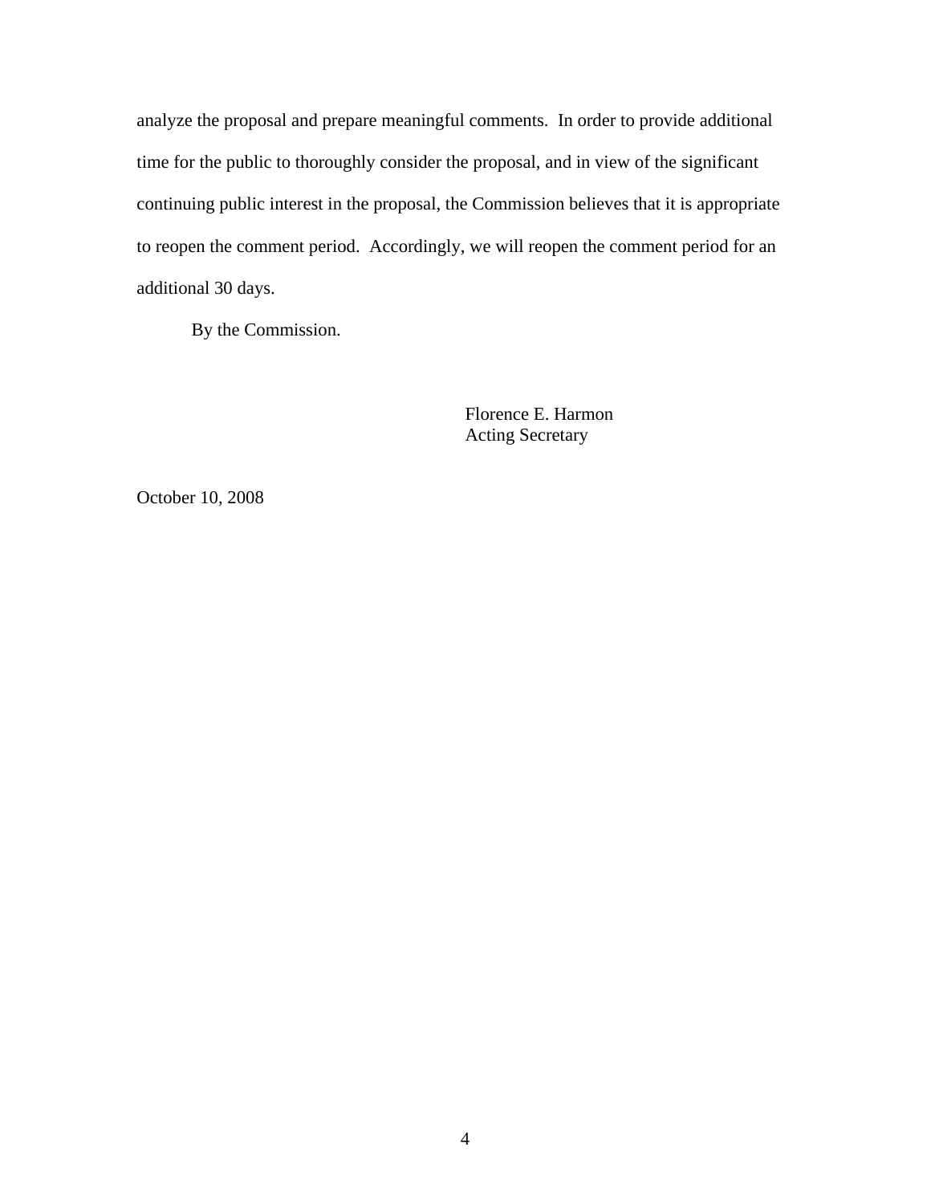analyze the proposal and prepare meaningful comments. In order to provide additional time for the public to thoroughly consider the proposal, and in view of the significant continuing public interest in the proposal, the Commission believes that it is appropriate to reopen the comment period. Accordingly, we will reopen the comment period for an additional 30 days.

By the Commission.

Florence E. Harmon  
Acting Secretary

October 10, 2008